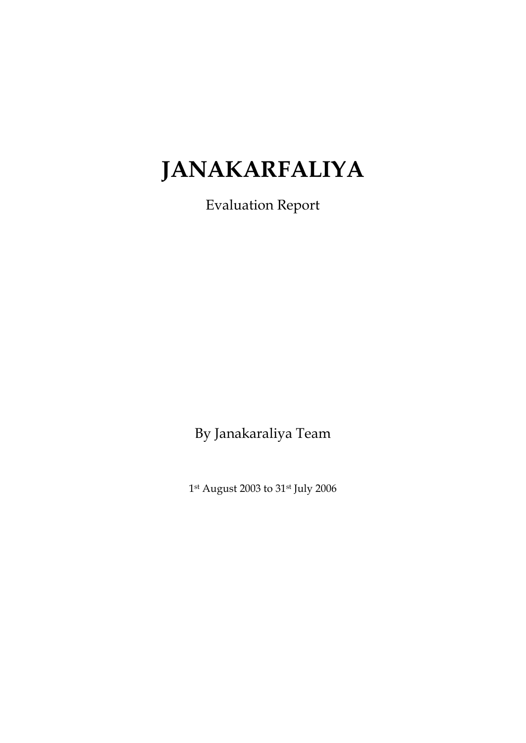# JANAKARFALIYA

Evaluation Report

By Janakaraliya Team

1st August 2003 to 31st July 2006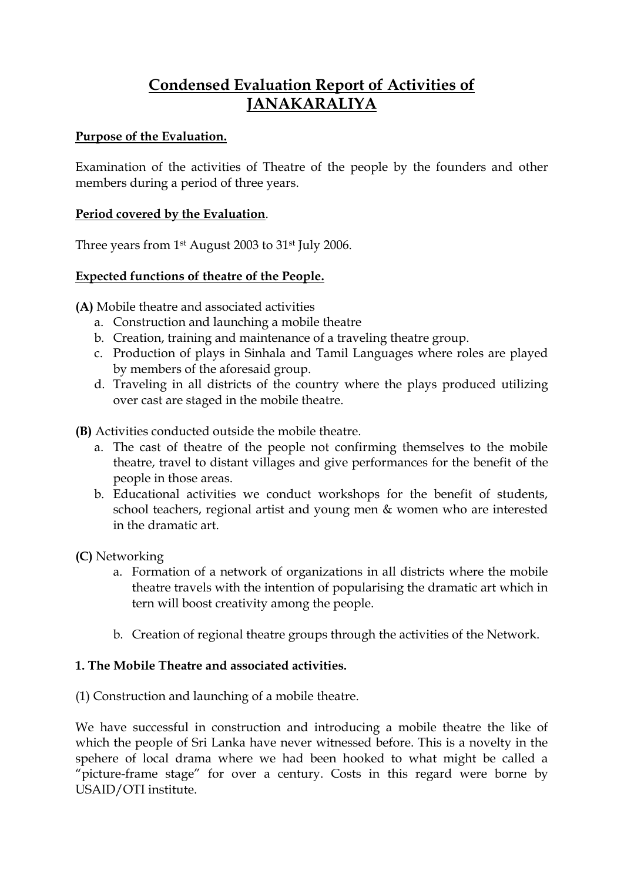# Condensed Evaluation Report of Activities of JANAKARALIYA

**Purpose of the Evaluation.**

Examination of the activities of Theatre of the people by the founders and other members during a period of three years.

**Period covered by the Evaluation.**

Three years from 1st August 2003 to 31st July 2006.

**Expected functions of theatre of the People.**

**(A)** Mobile theatre and associated activities

a. Construction and launching a mobile theatre
b. Creation, training and maintenance of a traveling theatre group.
c. Production of plays in Sinhala and Tamil Languages where roles are played by members of the aforesaid group.
d. Traveling in all districts of the country where the plays produced utilizing over cast are staged in the mobile theatre.

**(B)** Activities conducted outside the mobile theatre.

a. The cast of theatre of the people not confirming themselves to the mobile theatre, travel to distant villages and give performances for the benefit of the people in those areas.
b. Educational activities we conduct workshops for the benefit of students, school teachers, regional artist and young men & women who are interested in the dramatic art.

**(C)** Networking

a. Formation of a network of organizations in all districts where the mobile theatre travels with the intention of popularising the dramatic art which in tern will boost creativity among the people.

b. Creation of regional theatre groups through the activities of the Network.

**1. The Mobile Theatre and associated activities.**

(1) Construction and launching of a mobile theatre.

We have successful in construction and introducing a mobile theatre the like of which the people of Sri Lanka have never witnessed before. This is a novelty in the spehere of local drama where we had been hooked to what might be called a "picture-frame stage" for over a century. Costs in this regard were borne by USAID/OTI institute.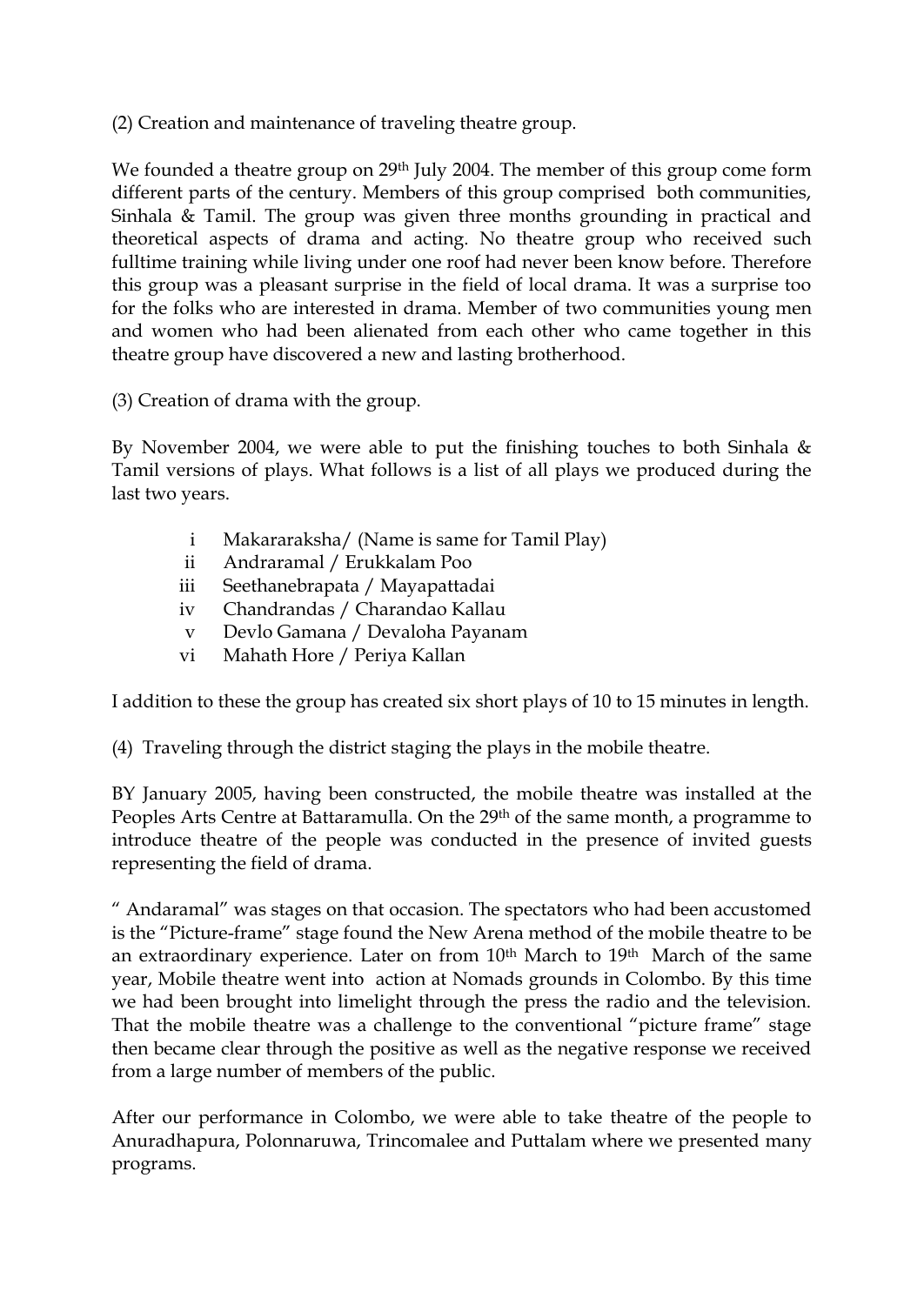(2) Creation and maintenance of traveling theatre group.

We founded a theatre group on 29th July 2004. The member of this group come form different parts of the century. Members of this group comprised both communities, Sinhala & Tamil. The group was given three months grounding in practical and theoretical aspects of drama and acting. No theatre group who received such fulltime training while living under one roof had never been know before. Therefore this group was a pleasant surprise in the field of local drama. It was a surprise too for the folks who are interested in drama. Member of two communities young men and women who had been alienated from each other who came together in this theatre group have discovered a new and lasting brotherhood.

(3) Creation of drama with the group.

By November 2004, we were able to put the finishing touches to both Sinhala & Tamil versions of plays. What follows is a list of all plays we produced during the last two years.

- i Makararaksha/ (Name is same for Tamil Play)
- ii Andraramal / Erukkalam Poo
- iii Seethanebrapata / Mayapattadai
- iv Chandrandas / Charandao Kallau
- v Devlo Gamana / Devaloha Payanam
- vi Mahath Hore / Periya Kallan

I addition to these the group has created six short plays of 10 to 15 minutes in length.

(4) Traveling through the district staging the plays in the mobile theatre.

BY January 2005, having been constructed, the mobile theatre was installed at the Peoples Arts Centre at Battaramulla. On the 29th of the same month, a programme to introduce theatre of the people was conducted in the presence of invited guests representing the field of drama.

" Andaramal" was stages on that occasion. The spectators who had been accustomed is the "Picture-frame" stage found the New Arena method of the mobile theatre to be an extraordinary experience. Later on from 10th March to 19th March of the same year, Mobile theatre went into action at Nomads grounds in Colombo. By this time we had been brought into limelight through the press the radio and the television. That the mobile theatre was a challenge to the conventional "picture frame" stage then became clear through the positive as well as the negative response we received from a large number of members of the public.

After our performance in Colombo, we were able to take theatre of the people to Anuradhapura, Polonnaruwa, Trincomalee and Puttalam where we presented many programs.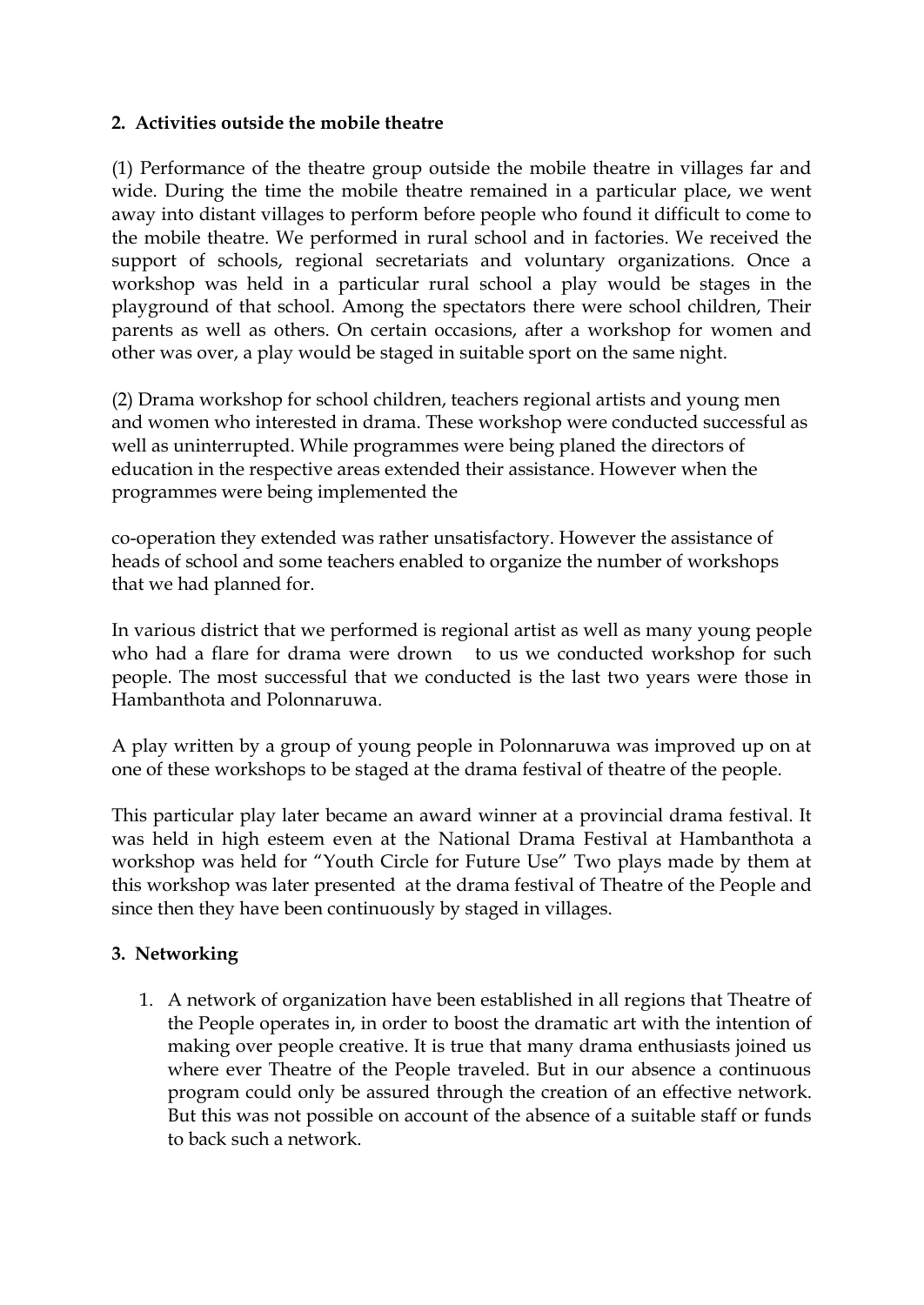**2. Activities outside the mobile theatre**

(1) Performance of the theatre group outside the mobile theatre in villages far and wide. During the time the mobile theatre remained in a particular place, we went away into distant villages to perform before people who found it difficult to come to the mobile theatre. We performed in rural school and in factories. We received the support of schools, regional secretariats and voluntary organizations. Once a workshop was held in a particular rural school a play would be stages in the playground of that school. Among the spectators there were school children, Their parents as well as others. On certain occasions, after a workshop for women and other was over, a play would be staged in suitable sport on the same night.

(2) Drama workshop for school children, teachers regional artists and young men and women who interested in drama. These workshop were conducted successful as well as uninterrupted. While programmes were being planed the directors of education in the respective areas extended their assistance. However when the programmes were being implemented the

co-operation they extended was rather unsatisfactory. However the assistance of heads of school and some teachers enabled to organize the number of workshops that we had planned for.

In various district that we performed is regional artist as well as many young people who had a flare for drama were drown to us we conducted workshop for such people. The most successful that we conducted is the last two years were those in Hambanthota and Polonnaruwa.

A play written by a group of young people in Polonnaruwa was improved up on at one of these workshops to be staged at the drama festival of theatre of the people.

This particular play later became an award winner at a provincial drama festival. It was held in high esteem even at the National Drama Festival at Hambanthota a workshop was held for "Youth Circle for Future Use" Two plays made by them at this workshop was later presented at the drama festival of Theatre of the People and since then they have been continuously by staged in villages.

**3. Networking**

1. A network of organization have been established in all regions that Theatre of the People operates in, in order to boost the dramatic art with the intention of making over people creative. It is true that many drama enthusiasts joined us where ever Theatre of the People traveled. But in our absence a continuous program could only be assured through the creation of an effective network. But this was not possible on account of the absence of a suitable staff or funds to back such a network.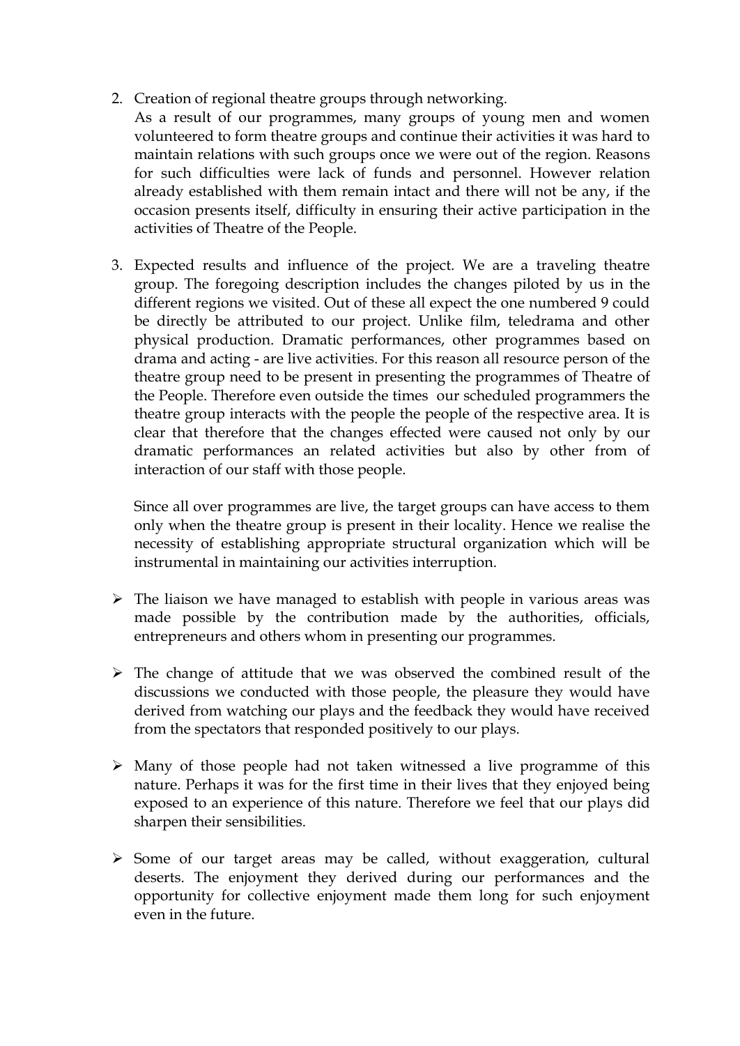2. Creation of regional theatre groups through networking.
   As a result of our programmes, many groups of young men and women volunteered to form theatre groups and continue their activities it was hard to maintain relations with such groups once we were out of the region. Reasons for such difficulties were lack of funds and personnel. However relation already established with them remain intact and there will not be any, if the occasion presents itself, difficulty in ensuring their active participation in the activities of Theatre of the People.

3. Expected results and influence of the project. We are a traveling theatre group. The foregoing description includes the changes piloted by us in the different regions we visited. Out of these all expect the one numbered 9 could be directly be attributed to our project. Unlike film, teledrama and other physical production. Dramatic performances, other programmes based on drama and acting - are live activities. For this reason all resource person of the theatre group need to be present in presenting the programmes of Theatre of the People. Therefore even outside the times our scheduled programmers the theatre group interacts with the people the people of the respective area. It is clear that therefore that the changes effected were caused not only by our dramatic performances an related activities but also by other from of interaction of our staff with those people.

   Since all over programmes are live, the target groups can have access to them only when the theatre group is present in their locality. Hence we realise the necessity of establishing appropriate structural organization which will be instrumental in maintaining our activities interruption.

- The liaison we have managed to establish with people in various areas was made possible by the contribution made by the authorities, officials, entrepreneurs and others whom in presenting our programmes.

- The change of attitude that we was observed the combined result of the discussions we conducted with those people, the pleasure they would have derived from watching our plays and the feedback they would have received from the spectators that responded positively to our plays.

- Many of those people had not taken witnessed a live programme of this nature. Perhaps it was for the first time in their lives that they enjoyed being exposed to an experience of this nature. Therefore we feel that our plays did sharpen their sensibilities.

- Some of our target areas may be called, without exaggeration, cultural deserts. The enjoyment they derived during our performances and the opportunity for collective enjoyment made them long for such enjoyment even in the future.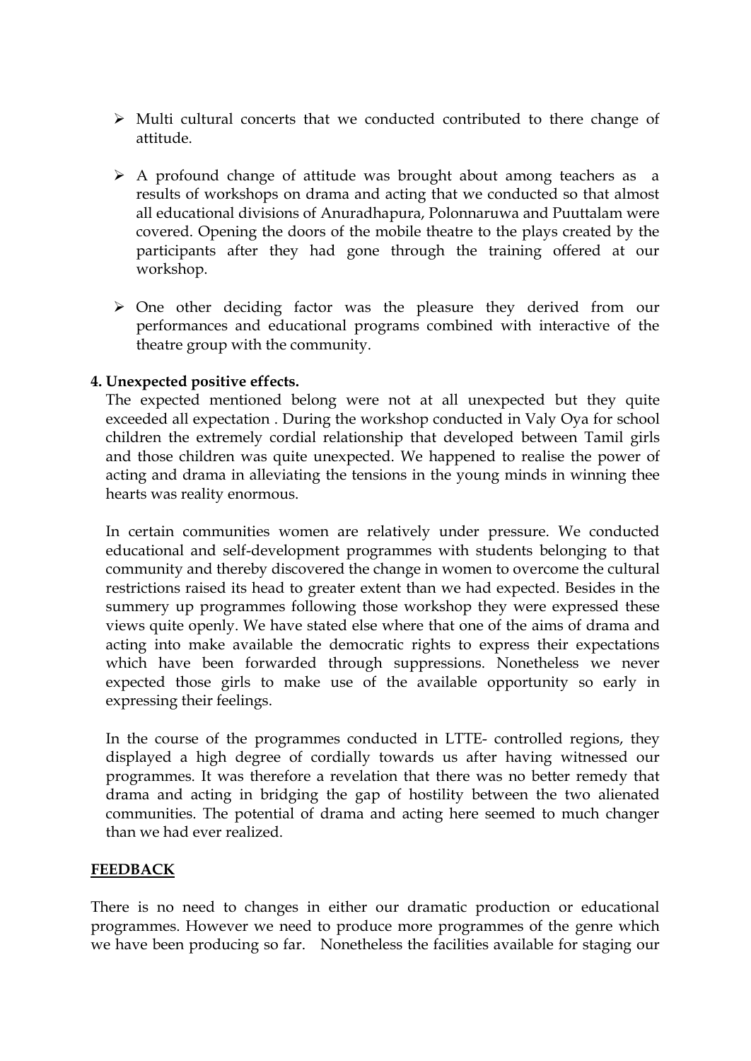- Multi cultural concerts that we conducted contributed to there change of attitude.

- A profound change of attitude was brought about among teachers as a results of workshops on drama and acting that we conducted so that almost all educational divisions of Anuradhapura, Polonnaruwa and Puuttalam were covered. Opening the doors of the mobile theatre to the plays created by the participants after they had gone through the training offered at our workshop.

- One other deciding factor was the pleasure they derived from our performances and educational programs combined with interactive of the theatre group with the community.

**4. Unexpected positive effects.**

The expected mentioned belong were not at all unexpected but they quite exceeded all expectation . During the workshop conducted in Valy Oya for school children the extremely cordial relationship that developed between Tamil girls and those children was quite unexpected. We happened to realise the power of acting and drama in alleviating the tensions in the young minds in winning thee hearts was reality enormous.

In certain communities women are relatively under pressure. We conducted educational and self-development programmes with students belonging to that community and thereby discovered the change in women to overcome the cultural restrictions raised its head to greater extent than we had expected. Besides in the summery up programmes following those workshop they were expressed these views quite openly. We have stated else where that one of the aims of drama and acting into make available the democratic rights to express their expectations which have been forwarded through suppressions. Nonetheless we never expected those girls to make use of the available opportunity so early in expressing their feelings.

In the course of the programmes conducted in LTTE- controlled regions, they displayed a high degree of cordially towards us after having witnessed our programmes. It was therefore a revelation that there was no better remedy that drama and acting in bridging the gap of hostility between the two alienated communities. The potential of drama and acting here seemed to much changer than we had ever realized.

**<u>FEEDBACK</u>**

There is no need to changes in either our dramatic production or educational programmes. However we need to produce more programmes of the genre which we have been producing so far. Nonetheless the facilities available for staging our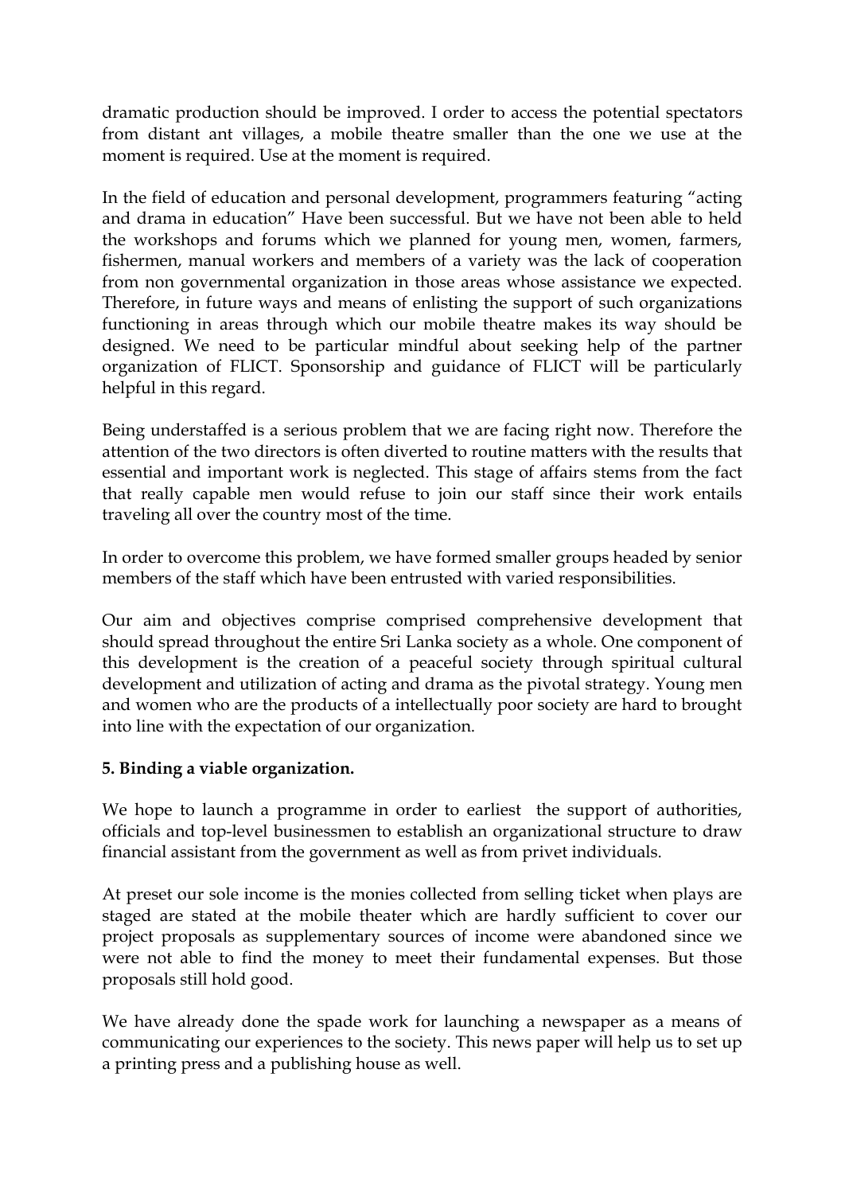dramatic production should be improved. I order to access the potential spectators from distant ant villages, a mobile theatre smaller than the one we use at the moment is required. Use at the moment is required.

In the field of education and personal development, programmers featuring "acting and drama in education" Have been successful. But we have not been able to held the workshops and forums which we planned for young men, women, farmers, fishermen, manual workers and members of a variety was the lack of cooperation from non governmental organization in those areas whose assistance we expected. Therefore, in future ways and means of enlisting the support of such organizations functioning in areas through which our mobile theatre makes its way should be designed. We need to be particular mindful about seeking help of the partner organization of FLICT. Sponsorship and guidance of FLICT will be particularly helpful in this regard.

Being understaffed is a serious problem that we are facing right now. Therefore the attention of the two directors is often diverted to routine matters with the results that essential and important work is neglected. This stage of affairs stems from the fact that really capable men would refuse to join our staff since their work entails traveling all over the country most of the time.

In order to overcome this problem, we have formed smaller groups headed by senior members of the staff which have been entrusted with varied responsibilities.

Our aim and objectives comprise comprised comprehensive development that should spread throughout the entire Sri Lanka society as a whole. One component of this development is the creation of a peaceful society through spiritual cultural development and utilization of acting and drama as the pivotal strategy. Young men and women who are the products of a intellectually poor society are hard to brought into line with the expectation of our organization.

**5. Binding a viable organization.**

We hope to launch a programme in order to earliest the support of authorities, officials and top-level businessmen to establish an organizational structure to draw financial assistant from the government as well as from privet individuals.

At preset our sole income is the monies collected from selling ticket when plays are staged are stated at the mobile theater which are hardly sufficient to cover our project proposals as supplementary sources of income were abandoned since we were not able to find the money to meet their fundamental expenses. But those proposals still hold good.

We have already done the spade work for launching a newspaper as a means of communicating our experiences to the society. This news paper will help us to set up a printing press and a publishing house as well.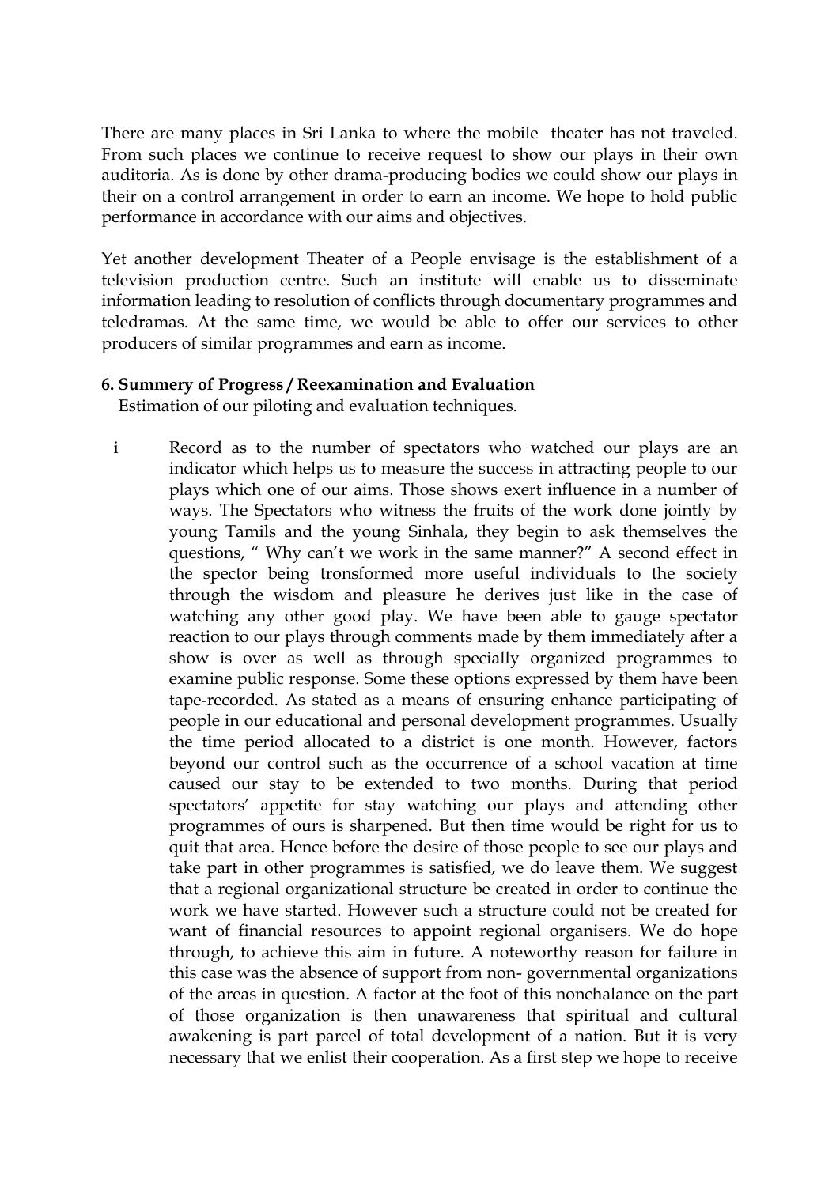There are many places in Sri Lanka to where the mobile theater has not traveled. From such places we continue to receive request to show our plays in their own auditoria. As is done by other drama-producing bodies we could show our plays in their on a control arrangement in order to earn an income. We hope to hold public performance in accordance with our aims and objectives.

Yet another development Theater of a People envisage is the establishment of a television production centre. Such an institute will enable us to disseminate information leading to resolution of conflicts through documentary programmes and teledramas. At the same time, we would be able to offer our services to other producers of similar programmes and earn as income.

**6. Summery of Progress / Reexamination and Evaluation**

Estimation of our piloting and evaluation techniques.

i Record as to the number of spectators who watched our plays are an indicator which helps us to measure the success in attracting people to our plays which one of our aims. Those shows exert influence in a number of ways. The Spectators who witness the fruits of the work done jointly by young Tamils and the young Sinhala, they begin to ask themselves the questions, " Why can't we work in the same manner?" A second effect in the spector being tronsformed more useful individuals to the society through the wisdom and pleasure he derives just like in the case of watching any other good play. We have been able to gauge spectator reaction to our plays through comments made by them immediately after a show is over as well as through specially organized programmes to examine public response. Some these options expressed by them have been tape-recorded. As stated as a means of ensuring enhance participating of people in our educational and personal development programmes. Usually the time period allocated to a district is one month. However, factors beyond our control such as the occurrence of a school vacation at time caused our stay to be extended to two months. During that period spectators' appetite for stay watching our plays and attending other programmes of ours is sharpened. But then time would be right for us to quit that area. Hence before the desire of those people to see our plays and take part in other programmes is satisfied, we do leave them. We suggest that a regional organizational structure be created in order to continue the work we have started. However such a structure could not be created for want of financial resources to appoint regional organisers. We do hope through, to achieve this aim in future. A noteworthy reason for failure in this case was the absence of support from non- governmental organizations of the areas in question. A factor at the foot of this nonchalance on the part of those organization is then unawareness that spiritual and cultural awakening is part parcel of total development of a nation. But it is very necessary that we enlist their cooperation. As a first step we hope to receive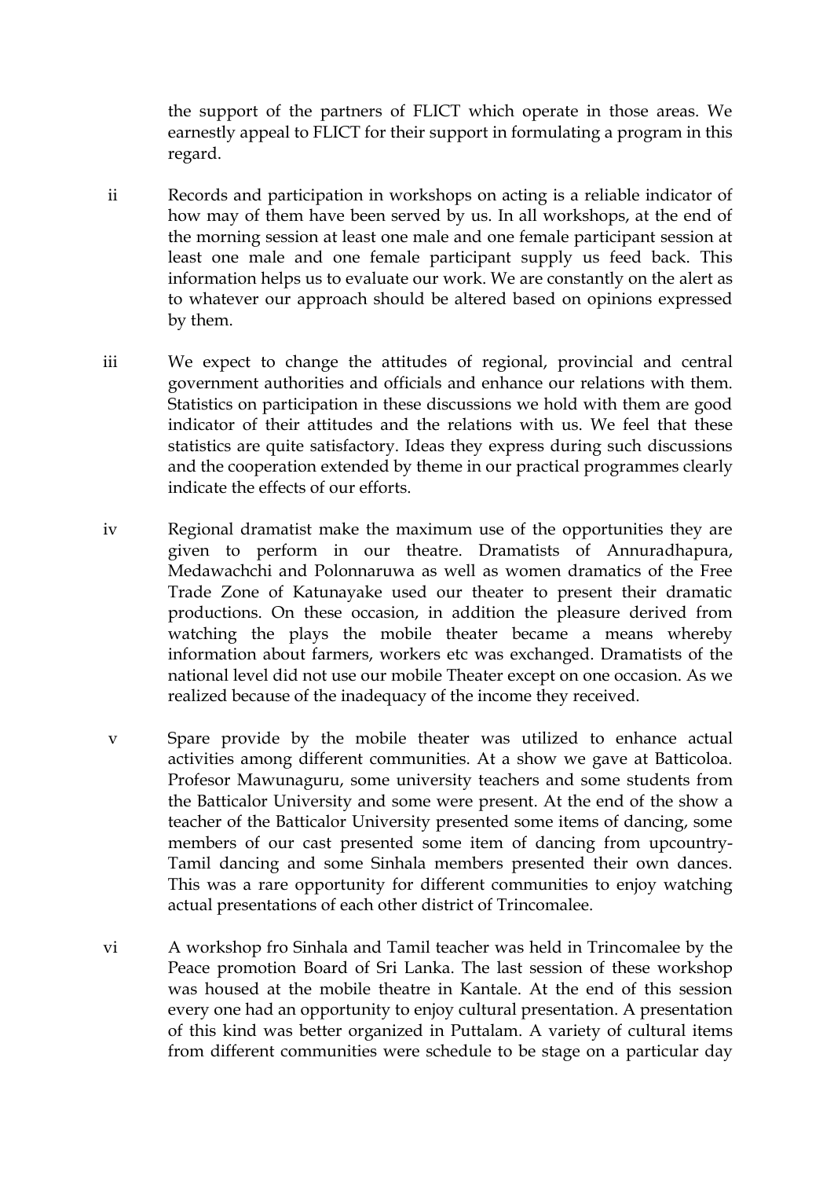the support of the partners of FLICT which operate in those areas. We earnestly appeal to FLICT for their support in formulating a program in this regard.

ii Records and participation in workshops on acting is a reliable indicator of how may of them have been served by us. In all workshops, at the end of the morning session at least one male and one female participant session at least one male and one female participant supply us feed back. This information helps us to evaluate our work. We are constantly on the alert as to whatever our approach should be altered based on opinions expressed by them.

iii We expect to change the attitudes of regional, provincial and central government authorities and officials and enhance our relations with them. Statistics on participation in these discussions we hold with them are good indicator of their attitudes and the relations with us. We feel that these statistics are quite satisfactory. Ideas they express during such discussions and the cooperation extended by theme in our practical programmes clearly indicate the effects of our efforts.

iv Regional dramatist make the maximum use of the opportunities they are given to perform in our theatre. Dramatists of Annuradhapura, Medawachchi and Polonnaruwa as well as women dramatics of the Free Trade Zone of Katunayake used our theater to present their dramatic productions. On these occasion, in addition the pleasure derived from watching the plays the mobile theater became a means whereby information about farmers, workers etc was exchanged. Dramatists of the national level did not use our mobile Theater except on one occasion. As we realized because of the inadequacy of the income they received.

v Spare provide by the mobile theater was utilized to enhance actual activities among different communities. At a show we gave at Batticoloa. Profesor Mawunaguru, some university teachers and some students from the Batticalor University and some were present. At the end of the show a teacher of the Batticalor University presented some items of dancing, some members of our cast presented some item of dancing from upcountry-Tamil dancing and some Sinhala members presented their own dances. This was a rare opportunity for different communities to enjoy watching actual presentations of each other district of Trincomalee.

vi A workshop fro Sinhala and Tamil teacher was held in Trincomalee by the Peace promotion Board of Sri Lanka. The last session of these workshop was housed at the mobile theatre in Kantale. At the end of this session every one had an opportunity to enjoy cultural presentation. A presentation of this kind was better organized in Puttalam. A variety of cultural items from different communities were schedule to be stage on a particular day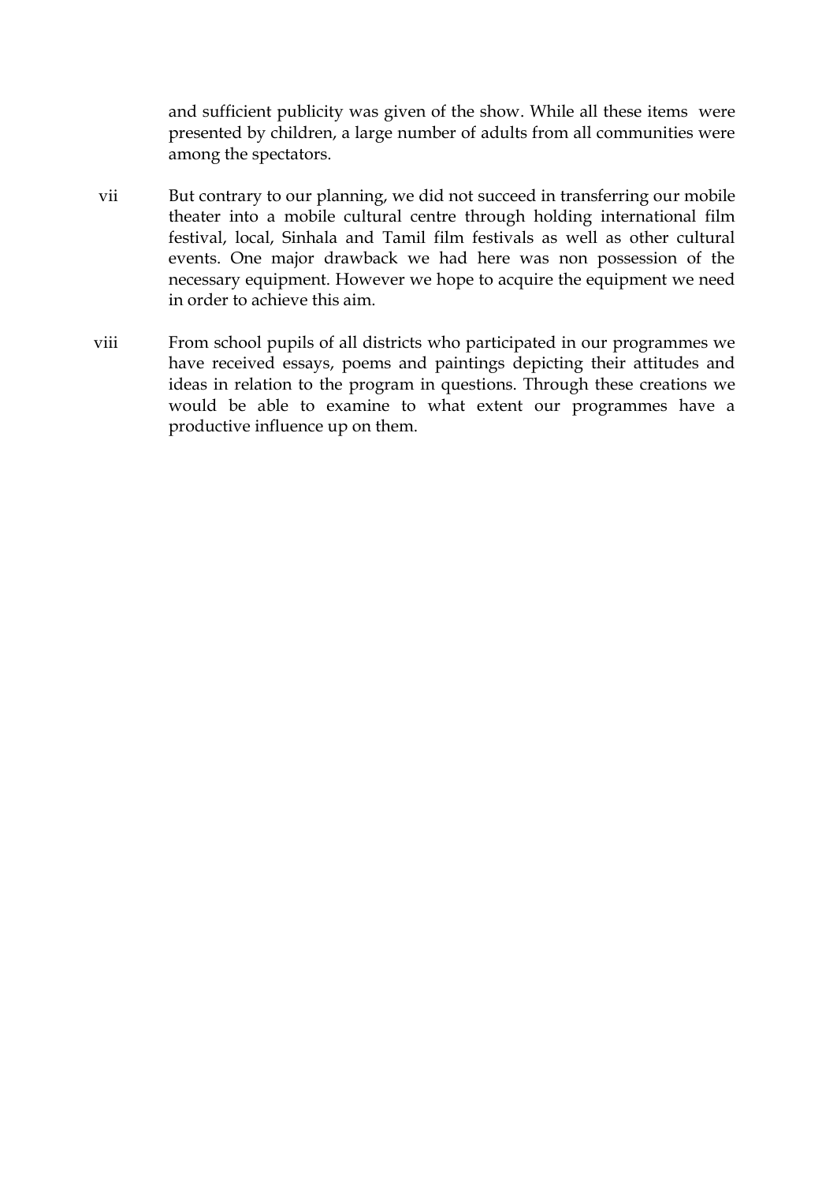and sufficient publicity was given of the show. While all these items were presented by children, a large number of adults from all communities were among the spectators.

vii But contrary to our planning, we did not succeed in transferring our mobile theater into a mobile cultural centre through holding international film festival, local, Sinhala and Tamil film festivals as well as other cultural events. One major drawback we had here was non possession of the necessary equipment. However we hope to acquire the equipment we need in order to achieve this aim.

viii From school pupils of all districts who participated in our programmes we have received essays, poems and paintings depicting their attitudes and ideas in relation to the program in questions. Through these creations we would be able to examine to what extent our programmes have a productive influence up on them.